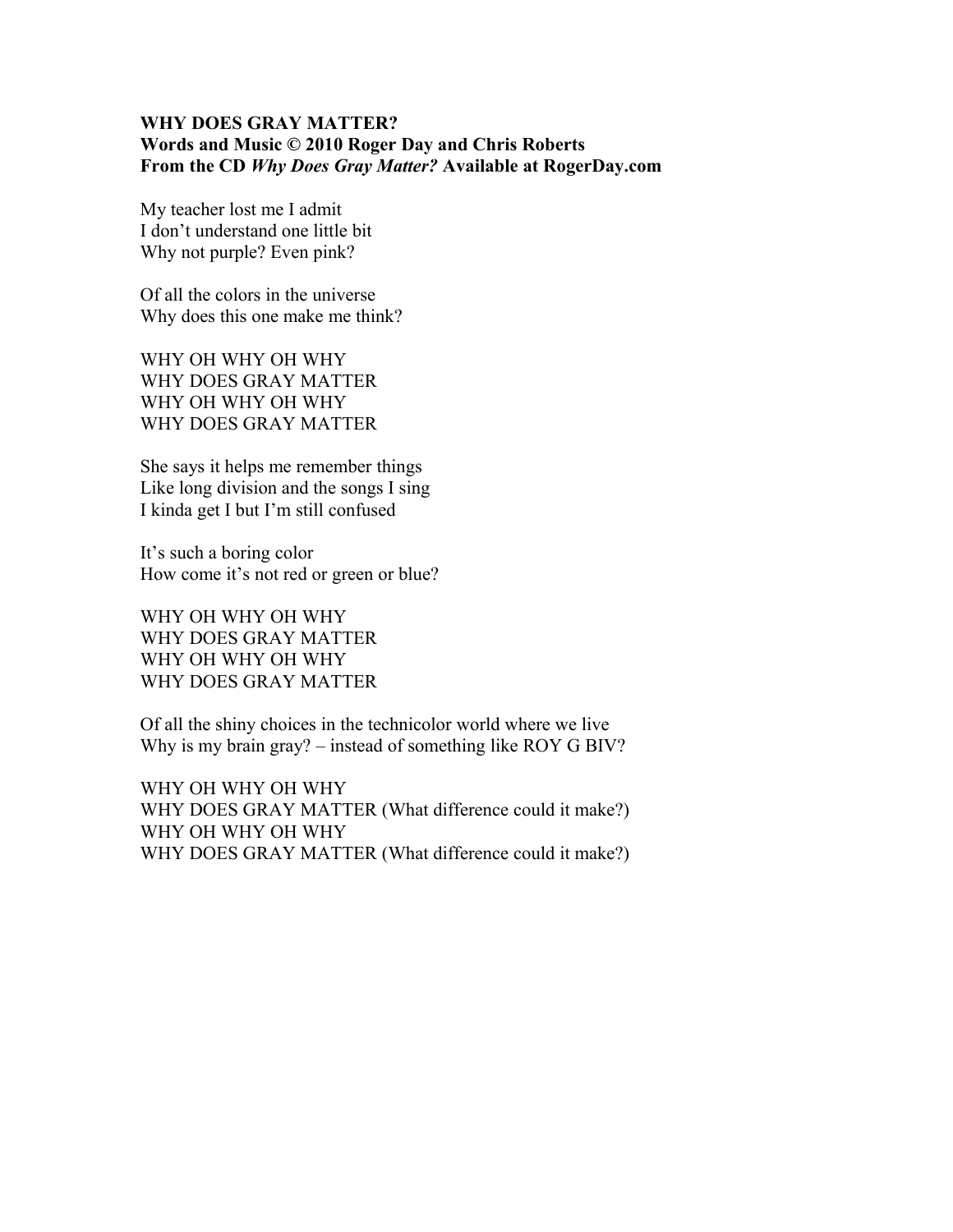**WHY DOES GRAY MATTER?**
**Words and Music © 2010 Roger Day and Chris Roberts**
**From the CD *Why Does Gray Matter?* Available at RogerDay.com**

My teacher lost me I admit
I don't understand one little bit
Why not purple? Even pink?

Of all the colors in the universe
Why does this one make me think?

WHY OH WHY OH WHY
WHY DOES GRAY MATTER
WHY OH WHY OH WHY
WHY DOES GRAY MATTER

She says it helps me remember things
Like long division and the songs I sing
I kinda get I but I'm still confused

It's such a boring color
How come it's not red or green or blue?

WHY OH WHY OH WHY
WHY DOES GRAY MATTER
WHY OH WHY OH WHY
WHY DOES GRAY MATTER

Of all the shiny choices in the technicolor world where we live
Why is my brain gray? – instead of something like ROY G BIV?

WHY OH WHY OH WHY
WHY DOES GRAY MATTER (What difference could it make?)
WHY OH WHY OH WHY
WHY DOES GRAY MATTER (What difference could it make?)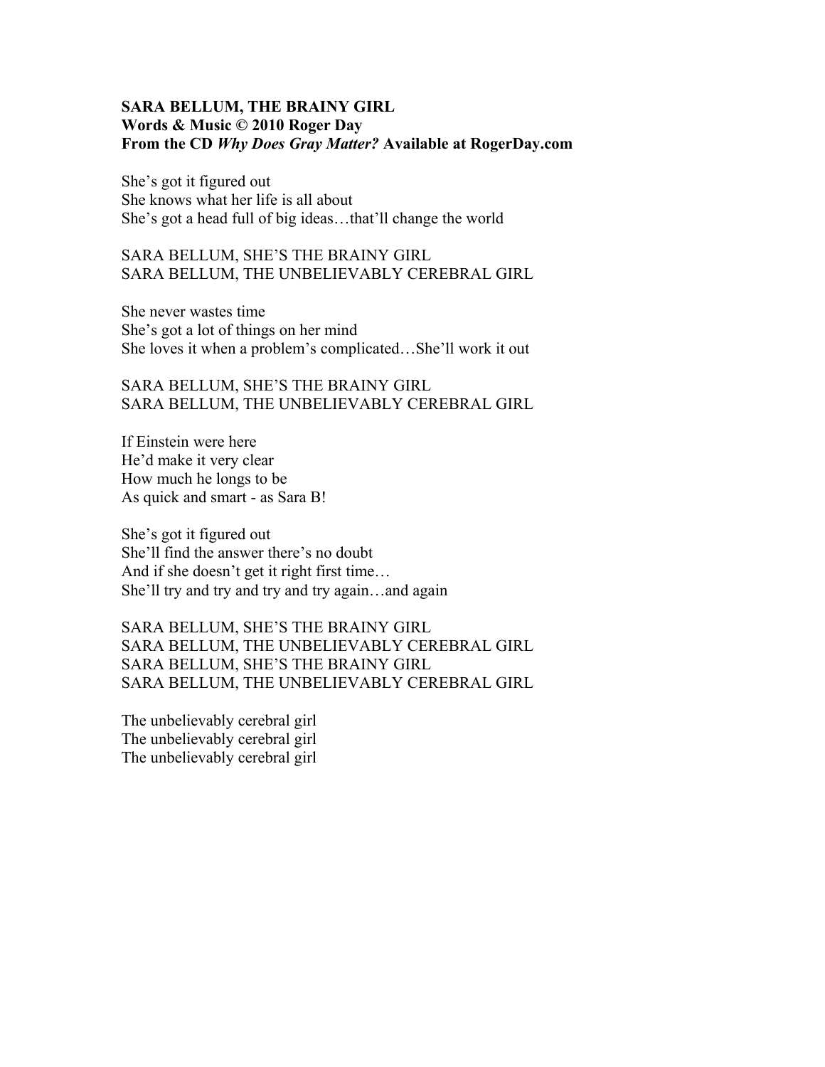**SARA BELLUM, THE BRAINY GIRL**
**Words & Music © 2010 Roger Day**
**From the CD *Why Does Gray Matter?* Available at RogerDay.com**

She's got it figured out
She knows what her life is all about
She's got a head full of big ideas…that'll change the world

SARA BELLUM, SHE'S THE BRAINY GIRL
SARA BELLUM, THE UNBELIEVABLY CEREBRAL GIRL

She never wastes time
She's got a lot of things on her mind
She loves it when a problem's complicated…She'll work it out

SARA BELLUM, SHE'S THE BRAINY GIRL
SARA BELLUM, THE UNBELIEVABLY CEREBRAL GIRL

If Einstein were here
He'd make it very clear
How much he longs to be
As quick and smart - as Sara B!

She's got it figured out
She'll find the answer there's no doubt
And if she doesn't get it right first time…
She'll try and try and try and try again…and again

SARA BELLUM, SHE'S THE BRAINY GIRL
SARA BELLUM, THE UNBELIEVABLY CEREBRAL GIRL
SARA BELLUM, SHE'S THE BRAINY GIRL
SARA BELLUM, THE UNBELIEVABLY CEREBRAL GIRL

The unbelievably cerebral girl
The unbelievably cerebral girl
The unbelievably cerebral girl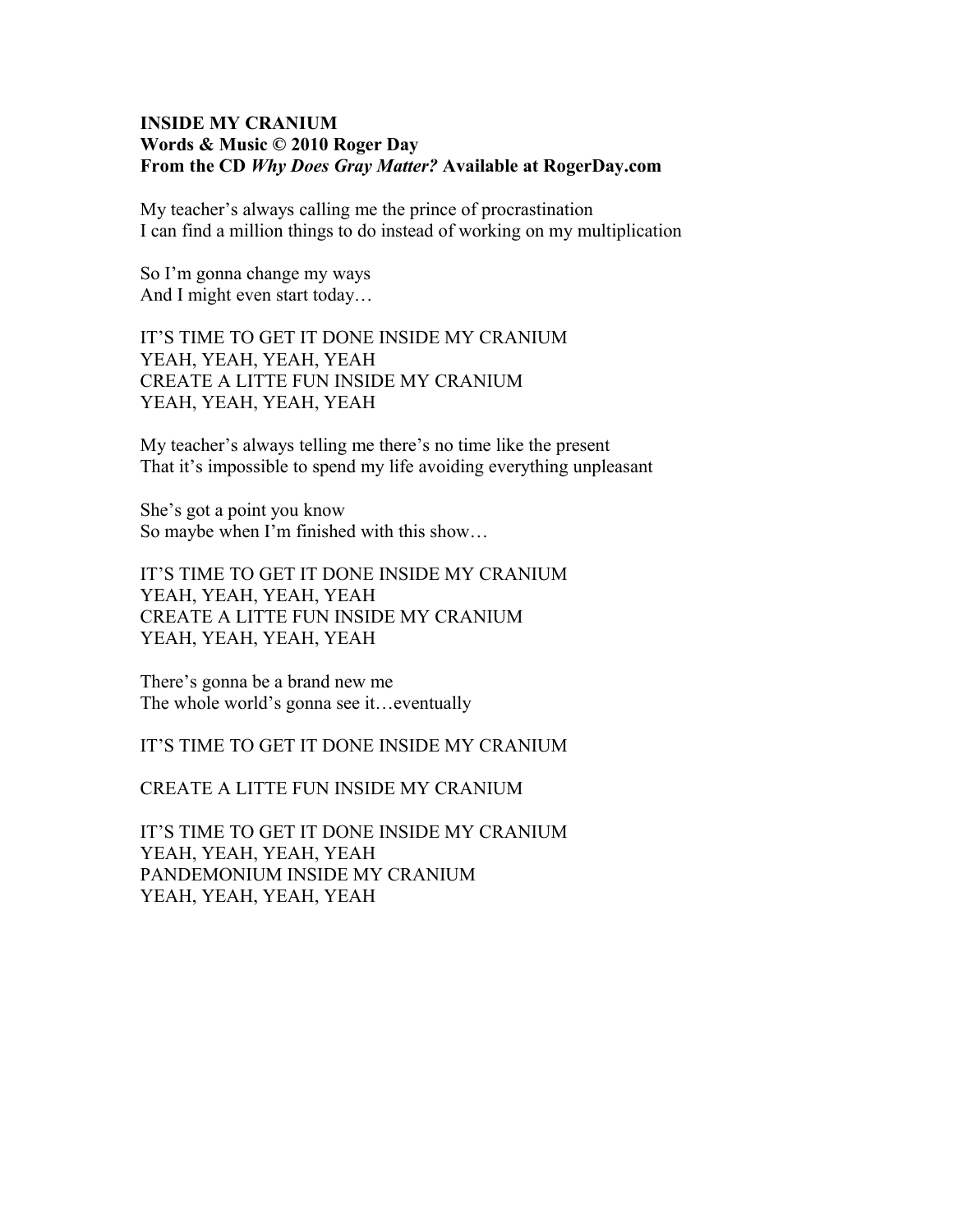**INSIDE MY CRANIUM**
**Words & Music © 2010 Roger Day**
**From the CD *Why Does Gray Matter?* Available at RogerDay.com**

My teacher's always calling me the prince of procrastination
I can find a million things to do instead of working on my multiplication

So I'm gonna change my ways
And I might even start today…

IT'S TIME TO GET IT DONE INSIDE MY CRANIUM
YEAH, YEAH, YEAH, YEAH
CREATE A LITTE FUN INSIDE MY CRANIUM
YEAH, YEAH, YEAH, YEAH

My teacher's always telling me there's no time like the present
That it's impossible to spend my life avoiding everything unpleasant

She's got a point you know
So maybe when I'm finished with this show…

IT'S TIME TO GET IT DONE INSIDE MY CRANIUM
YEAH, YEAH, YEAH, YEAH
CREATE A LITTE FUN INSIDE MY CRANIUM
YEAH, YEAH, YEAH, YEAH

There's gonna be a brand new me
The whole world's gonna see it…eventually

IT'S TIME TO GET IT DONE INSIDE MY CRANIUM

CREATE A LITTE FUN INSIDE MY CRANIUM

IT'S TIME TO GET IT DONE INSIDE MY CRANIUM
YEAH, YEAH, YEAH, YEAH
PANDEMONIUM INSIDE MY CRANIUM
YEAH, YEAH, YEAH, YEAH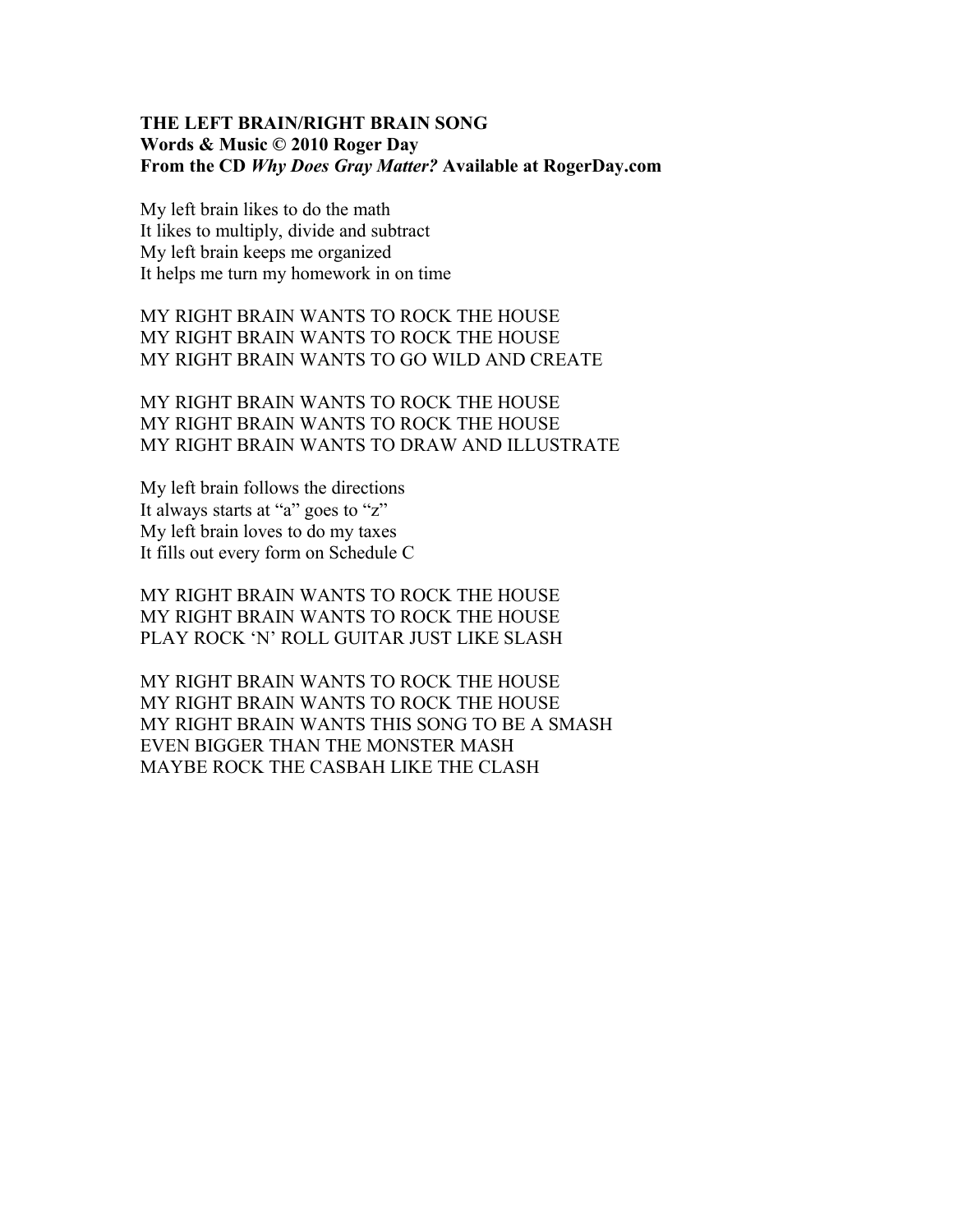**THE LEFT BRAIN/RIGHT BRAIN SONG**
**Words & Music © 2010 Roger Day**
**From the CD *Why Does Gray Matter?* Available at RogerDay.com**

My left brain likes to do the math
It likes to multiply, divide and subtract
My left brain keeps me organized
It helps me turn my homework in on time

MY RIGHT BRAIN WANTS TO ROCK THE HOUSE
MY RIGHT BRAIN WANTS TO ROCK THE HOUSE
MY RIGHT BRAIN WANTS TO GO WILD AND CREATE

MY RIGHT BRAIN WANTS TO ROCK THE HOUSE
MY RIGHT BRAIN WANTS TO ROCK THE HOUSE
MY RIGHT BRAIN WANTS TO DRAW AND ILLUSTRATE

My left brain follows the directions
It always starts at "a" goes to "z"
My left brain loves to do my taxes
It fills out every form on Schedule C

MY RIGHT BRAIN WANTS TO ROCK THE HOUSE
MY RIGHT BRAIN WANTS TO ROCK THE HOUSE
PLAY ROCK 'N' ROLL GUITAR JUST LIKE SLASH

MY RIGHT BRAIN WANTS TO ROCK THE HOUSE
MY RIGHT BRAIN WANTS TO ROCK THE HOUSE
MY RIGHT BRAIN WANTS THIS SONG TO BE A SMASH
EVEN BIGGER THAN THE MONSTER MASH
MAYBE ROCK THE CASBAH LIKE THE CLASH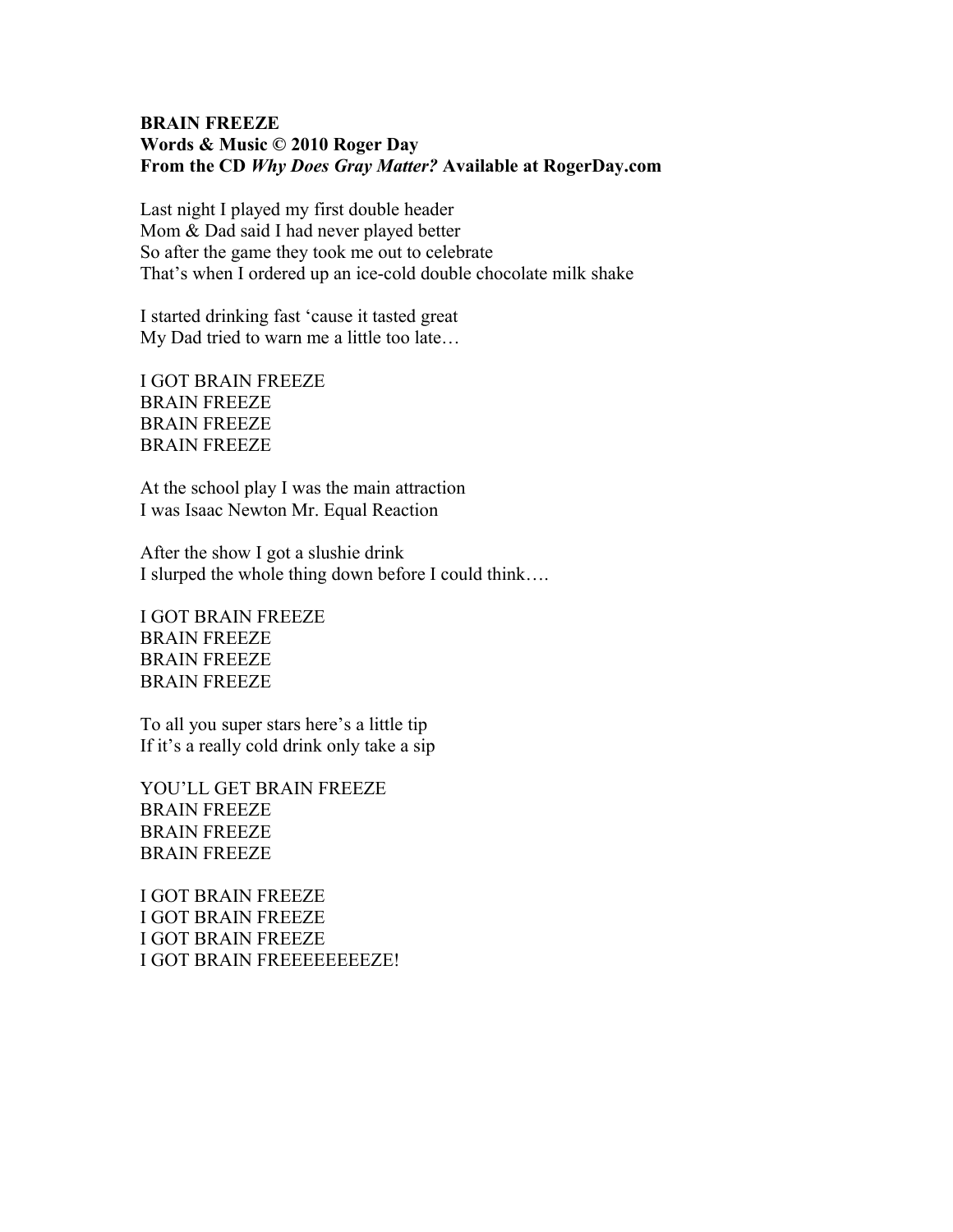**BRAIN FREEZE**
**Words & Music © 2010 Roger Day**
**From the CD *Why Does Gray Matter?* Available at RogerDay.com**

Last night I played my first double header
Mom & Dad said I had never played better
So after the game they took me out to celebrate
That's when I ordered up an ice-cold double chocolate milk shake

I started drinking fast 'cause it tasted great
My Dad tried to warn me a little too late…

I GOT BRAIN FREEZE
BRAIN FREEZE
BRAIN FREEZE
BRAIN FREEZE

At the school play I was the main attraction
I was Isaac Newton Mr. Equal Reaction

After the show I got a slushie drink
I slurped the whole thing down before I could think….

I GOT BRAIN FREEZE
BRAIN FREEZE
BRAIN FREEZE
BRAIN FREEZE

To all you super stars here's a little tip
If it's a really cold drink only take a sip

YOU'LL GET BRAIN FREEZE
BRAIN FREEZE
BRAIN FREEZE
BRAIN FREEZE

I GOT BRAIN FREEZE
I GOT BRAIN FREEZE
I GOT BRAIN FREEZE
I GOT BRAIN FREEEEEEEEZE!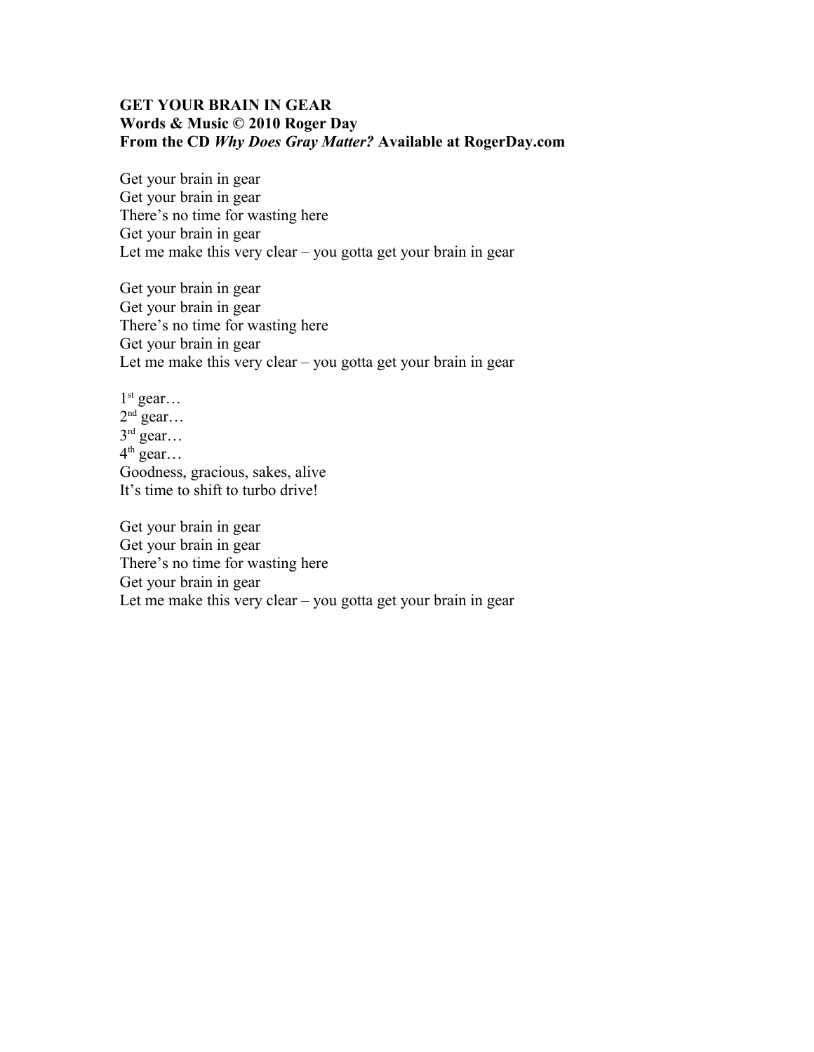**GET YOUR BRAIN IN GEAR**
**Words & Music © 2010 Roger Day**
**From the CD *Why Does Gray Matter?* Available at RogerDay.com**

Get your brain in gear
Get your brain in gear
There's no time for wasting here
Get your brain in gear
Let me make this very clear – you gotta get your brain in gear

Get your brain in gear
Get your brain in gear
There's no time for wasting here
Get your brain in gear
Let me make this very clear – you gotta get your brain in gear

1st gear…
2nd gear…
3rd gear…
4th gear…
Goodness, gracious, sakes, alive
It's time to shift to turbo drive!

Get your brain in gear
Get your brain in gear
There's no time for wasting here
Get your brain in gear
Let me make this very clear – you gotta get your brain in gear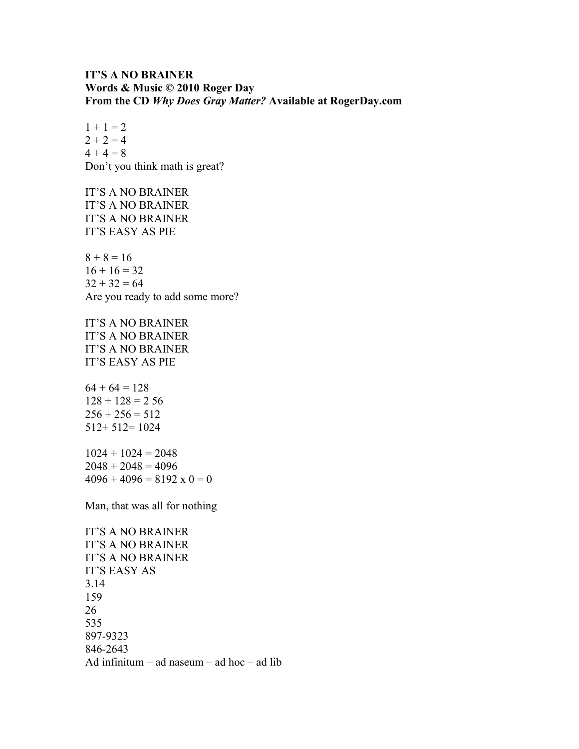**IT'S A NO BRAINER**
**Words & Music © 2010 Roger Day**
**From the CD *Why Does Gray Matter?* Available at RogerDay.com**

1 + 1 = 2
2 + 2 = 4
4 + 4 = 8
Don't you think math is great?

IT'S A NO BRAINER
IT'S A NO BRAINER
IT'S A NO BRAINER
IT'S EASY AS PIE

8 + 8 = 16
16 + 16 = 32
32 + 32 = 64
Are you ready to add some more?

IT'S A NO BRAINER
IT'S A NO BRAINER
IT'S A NO BRAINER
IT'S EASY AS PIE

64 + 64 = 128
128 + 128 = 2 56
256 + 256 = 512
512+ 512= 1024

1024 + 1024 = 2048
2048 + 2048 = 4096
4096 + 4096 = 8192 x 0 = 0

Man, that was all for nothing

IT'S A NO BRAINER
IT'S A NO BRAINER
IT'S A NO BRAINER
IT'S EASY AS
3.14
159
26
535
897-9323
846-2643
Ad infinitum – ad naseum – ad hoc – ad lib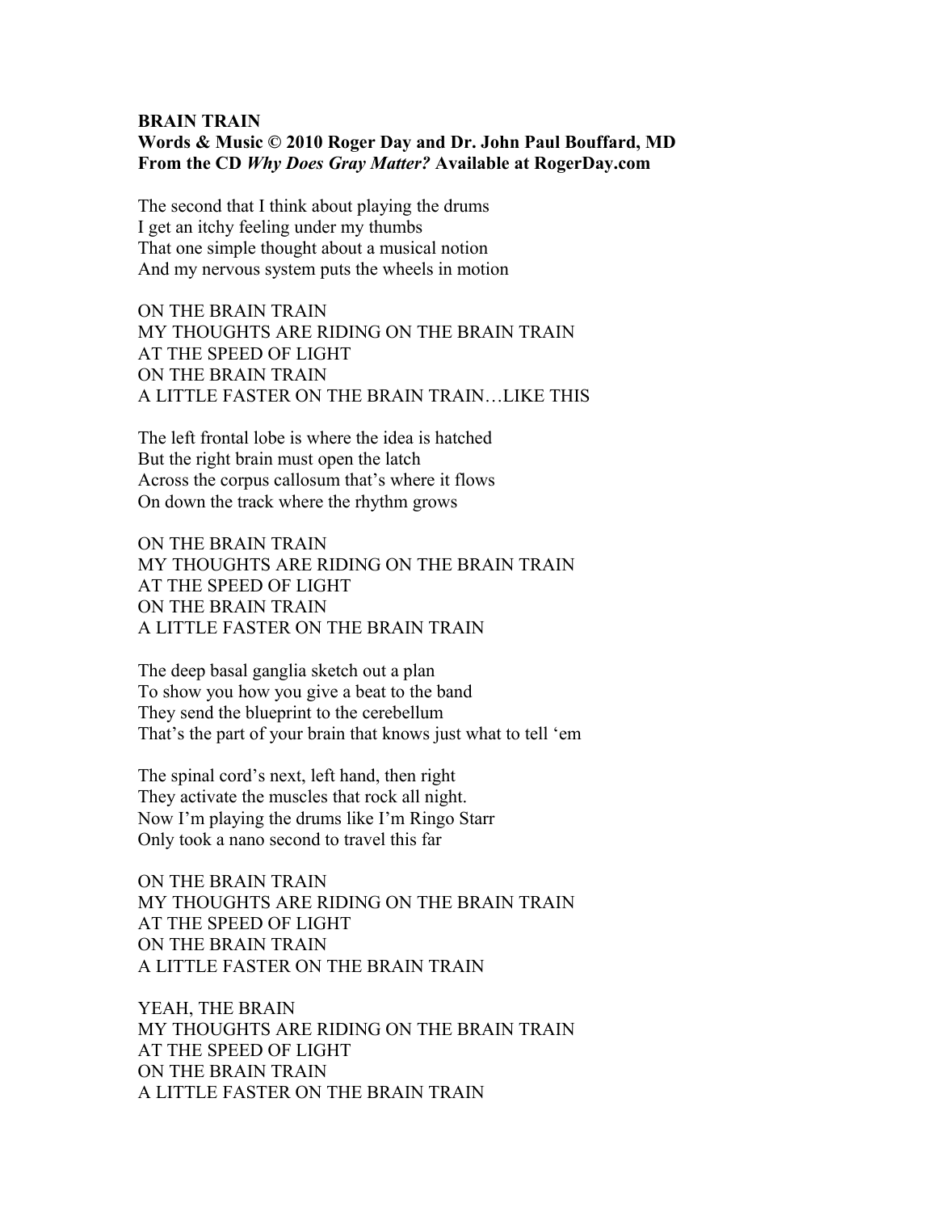**BRAIN TRAIN**
**Words & Music © 2010 Roger Day and Dr. John Paul Bouffard, MD**
**From the CD *Why Does Gray Matter?* Available at RogerDay.com**

The second that I think about playing the drums
I get an itchy feeling under my thumbs
That one simple thought about a musical notion
And my nervous system puts the wheels in motion

ON THE BRAIN TRAIN
MY THOUGHTS ARE RIDING ON THE BRAIN TRAIN
AT THE SPEED OF LIGHT
ON THE BRAIN TRAIN
A LITTLE FASTER ON THE BRAIN TRAIN…LIKE THIS

The left frontal lobe is where the idea is hatched
But the right brain must open the latch
Across the corpus callosum that's where it flows
On down the track where the rhythm grows

ON THE BRAIN TRAIN
MY THOUGHTS ARE RIDING ON THE BRAIN TRAIN
AT THE SPEED OF LIGHT
ON THE BRAIN TRAIN
A LITTLE FASTER ON THE BRAIN TRAIN

The deep basal ganglia sketch out a plan
To show you how you give a beat to the band
They send the blueprint to the cerebellum
That's the part of your brain that knows just what to tell 'em

The spinal cord's next, left hand, then right
They activate the muscles that rock all night.
Now I'm playing the drums like I'm Ringo Starr
Only took a nano second to travel this far

ON THE BRAIN TRAIN
MY THOUGHTS ARE RIDING ON THE BRAIN TRAIN
AT THE SPEED OF LIGHT
ON THE BRAIN TRAIN
A LITTLE FASTER ON THE BRAIN TRAIN

YEAH, THE BRAIN
MY THOUGHTS ARE RIDING ON THE BRAIN TRAIN
AT THE SPEED OF LIGHT
ON THE BRAIN TRAIN
A LITTLE FASTER ON THE BRAIN TRAIN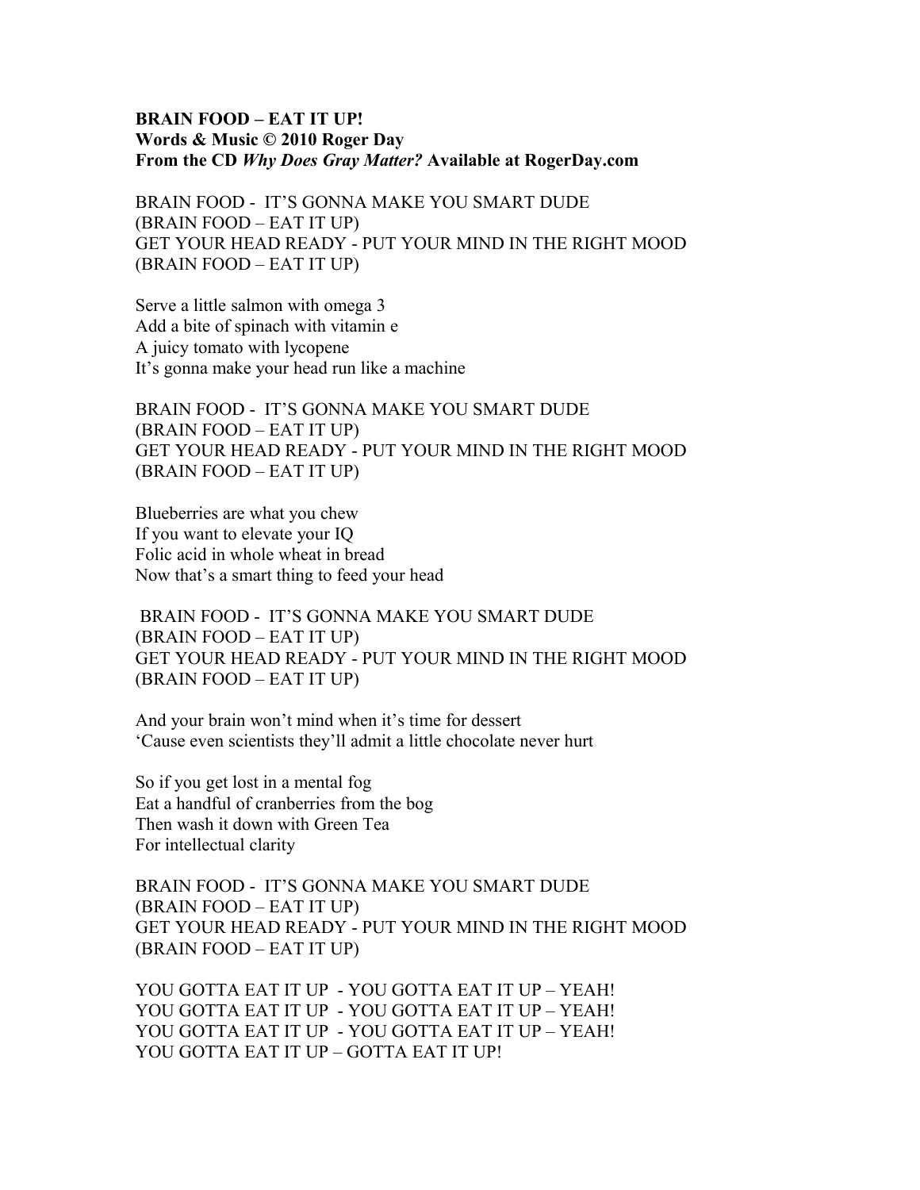**BRAIN FOOD – EAT IT UP!**
**Words & Music © 2010 Roger Day**
**From the CD *Why Does Gray Matter?* Available at RogerDay.com**

BRAIN FOOD - IT'S GONNA MAKE YOU SMART DUDE
(BRAIN FOOD – EAT IT UP)
GET YOUR HEAD READY - PUT YOUR MIND IN THE RIGHT MOOD
(BRAIN FOOD – EAT IT UP)

Serve a little salmon with omega 3
Add a bite of spinach with vitamin e
A juicy tomato with lycopene
It's gonna make your head run like a machine

BRAIN FOOD - IT'S GONNA MAKE YOU SMART DUDE
(BRAIN FOOD – EAT IT UP)
GET YOUR HEAD READY - PUT YOUR MIND IN THE RIGHT MOOD
(BRAIN FOOD – EAT IT UP)

Blueberries are what you chew
If you want to elevate your IQ
Folic acid in whole wheat in bread
Now that's a smart thing to feed your head

BRAIN FOOD - IT'S GONNA MAKE YOU SMART DUDE
(BRAIN FOOD – EAT IT UP)
GET YOUR HEAD READY - PUT YOUR MIND IN THE RIGHT MOOD
(BRAIN FOOD – EAT IT UP)

And your brain won't mind when it's time for dessert
'Cause even scientists they'll admit a little chocolate never hurt

So if you get lost in a mental fog
Eat a handful of cranberries from the bog
Then wash it down with Green Tea
For intellectual clarity

BRAIN FOOD - IT'S GONNA MAKE YOU SMART DUDE
(BRAIN FOOD – EAT IT UP)
GET YOUR HEAD READY - PUT YOUR MIND IN THE RIGHT MOOD
(BRAIN FOOD – EAT IT UP)

YOU GOTTA EAT IT UP - YOU GOTTA EAT IT UP – YEAH!
YOU GOTTA EAT IT UP - YOU GOTTA EAT IT UP – YEAH!
YOU GOTTA EAT IT UP - YOU GOTTA EAT IT UP – YEAH!
YOU GOTTA EAT IT UP – GOTTA EAT IT UP!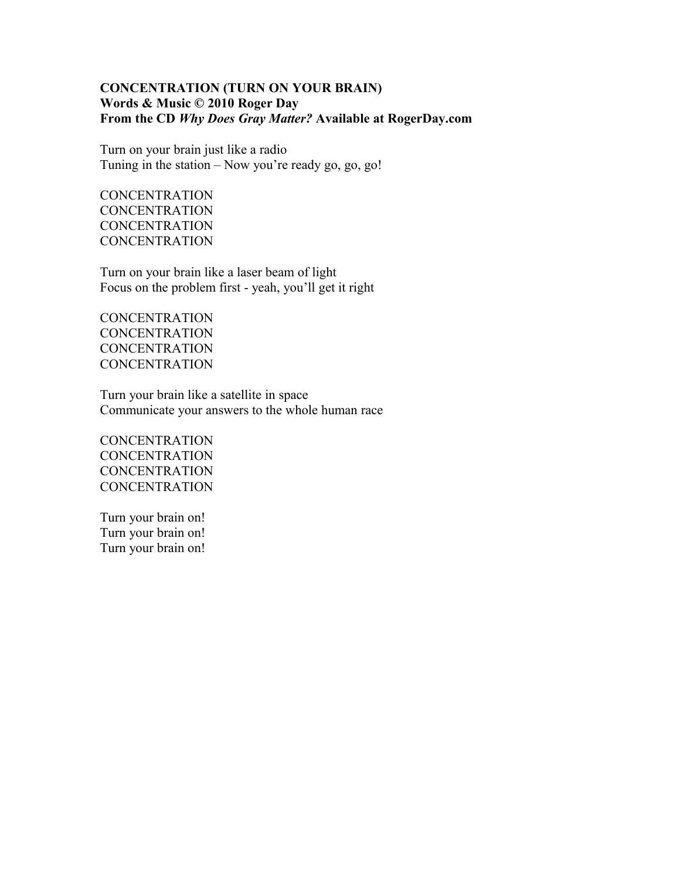**CONCENTRATION (TURN ON YOUR BRAIN)**
**Words & Music © 2010 Roger Day**
**From the CD *Why Does Gray Matter?* Available at RogerDay.com**

Turn on your brain just like a radio
Tuning in the station – Now you're ready go, go, go!

CONCENTRATION
CONCENTRATION
CONCENTRATION
CONCENTRATION

Turn on your brain like a laser beam of light
Focus on the problem first - yeah, you'll get it right

CONCENTRATION
CONCENTRATION
CONCENTRATION
CONCENTRATION

Turn your brain like a satellite in space
Communicate your answers to the whole human race

CONCENTRATION
CONCENTRATION
CONCENTRATION
CONCENTRATION

Turn your brain on!
Turn your brain on!
Turn your brain on!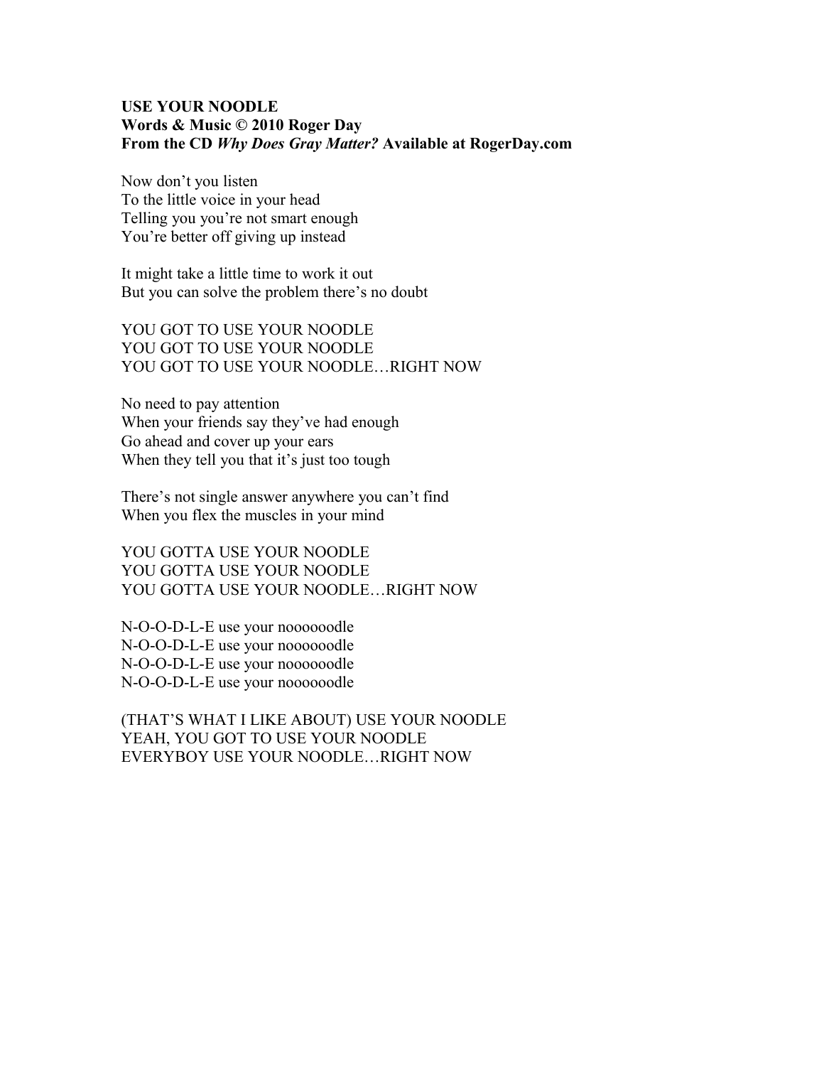**USE YOUR NOODLE**
**Words & Music © 2010 Roger Day**
**From the CD *Why Does Gray Matter?* Available at RogerDay.com**

Now don't you listen
To the little voice in your head
Telling you you're not smart enough
You're better off giving up instead

It might take a little time to work it out
But you can solve the problem there's no doubt

YOU GOT TO USE YOUR NOODLE
YOU GOT TO USE YOUR NOODLE
YOU GOT TO USE YOUR NOODLE…RIGHT NOW

No need to pay attention
When your friends say they've had enough
Go ahead and cover up your ears
When they tell you that it's just too tough

There's not single answer anywhere you can't find
When you flex the muscles in your mind

YOU GOTTA USE YOUR NOODLE
YOU GOTTA USE YOUR NOODLE
YOU GOTTA USE YOUR NOODLE…RIGHT NOW

N-O-O-D-L-E use your noooooodle
N-O-O-D-L-E use your noooooodle
N-O-O-D-L-E use your noooooodle
N-O-O-D-L-E use your noooooodle

(THAT'S WHAT I LIKE ABOUT) USE YOUR NOODLE
YEAH, YOU GOT TO USE YOUR NOODLE
EVERYBOY USE YOUR NOODLE…RIGHT NOW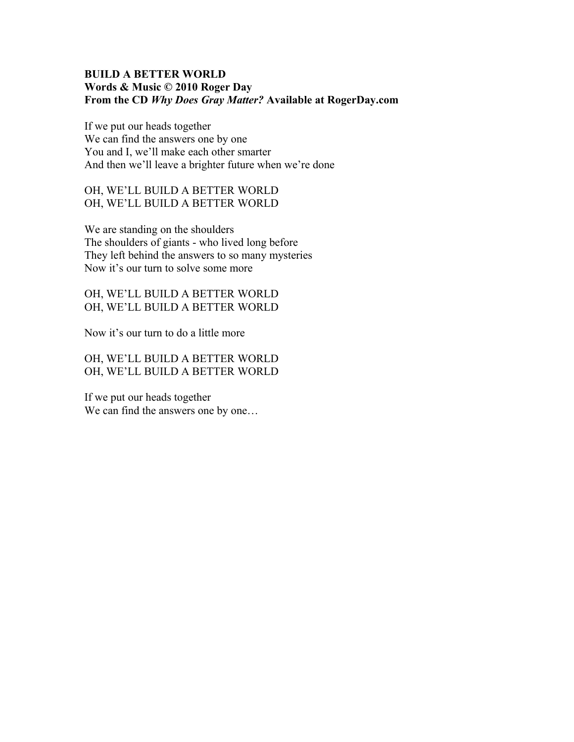**BUILD A BETTER WORLD**
**Words & Music © 2010 Roger Day**
**From the CD *Why Does Gray Matter?* Available at RogerDay.com**

If we put our heads together
We can find the answers one by one
You and I, we'll make each other smarter
And then we'll leave a brighter future when we're done

OH, WE'LL BUILD A BETTER WORLD
OH, WE'LL BUILD A BETTER WORLD

We are standing on the shoulders
The shoulders of giants - who lived long before
They left behind the answers to so many mysteries
Now it's our turn to solve some more

OH, WE'LL BUILD A BETTER WORLD
OH, WE'LL BUILD A BETTER WORLD

Now it's our turn to do a little more

OH, WE'LL BUILD A BETTER WORLD
OH, WE'LL BUILD A BETTER WORLD

If we put our heads together
We can find the answers one by one…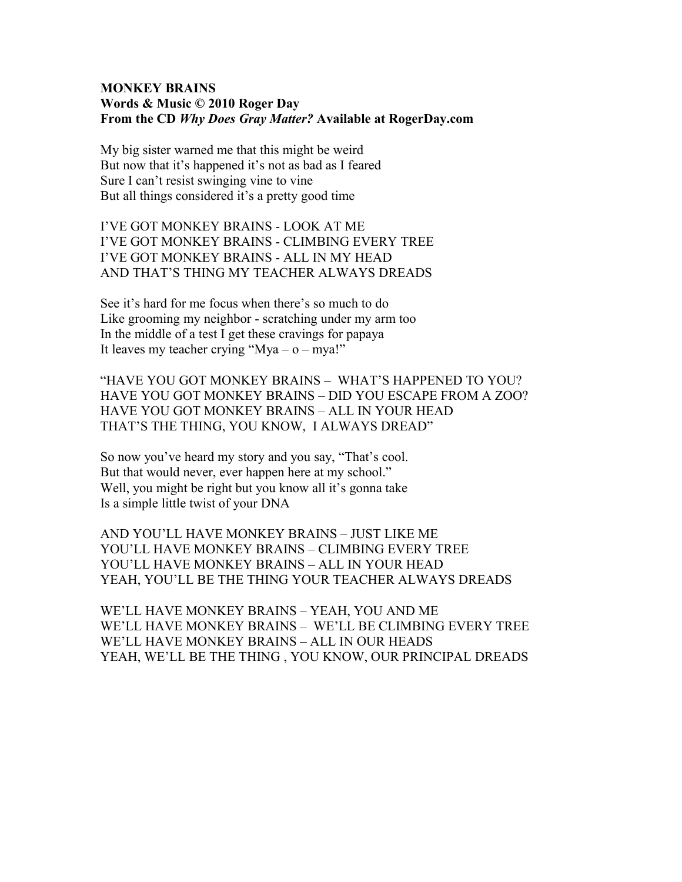**MONKEY BRAINS**
**Words & Music © 2010 Roger Day**
**From the CD *Why Does Gray Matter?* Available at RogerDay.com**

My big sister warned me that this might be weird
But now that it's happened it's not as bad as I feared
Sure I can't resist swinging vine to vine
But all things considered it's a pretty good time

I'VE GOT MONKEY BRAINS - LOOK AT ME
I'VE GOT MONKEY BRAINS - CLIMBING EVERY TREE
I'VE GOT MONKEY BRAINS - ALL IN MY HEAD
AND THAT'S THING MY TEACHER ALWAYS DREADS

See it's hard for me focus when there's so much to do
Like grooming my neighbor - scratching under my arm too
In the middle of a test I get these cravings for papaya
It leaves my teacher crying "Mya – o – mya!"

"HAVE YOU GOT MONKEY BRAINS – WHAT'S HAPPENED TO YOU?
HAVE YOU GOT MONKEY BRAINS – DID YOU ESCAPE FROM A ZOO?
HAVE YOU GOT MONKEY BRAINS – ALL IN YOUR HEAD
THAT'S THE THING, YOU KNOW, I ALWAYS DREAD"

So now you've heard my story and you say, "That's cool.
But that would never, ever happen here at my school."
Well, you might be right but you know all it's gonna take
Is a simple little twist of your DNA

AND YOU'LL HAVE MONKEY BRAINS – JUST LIKE ME
YOU'LL HAVE MONKEY BRAINS – CLIMBING EVERY TREE
YOU'LL HAVE MONKEY BRAINS – ALL IN YOUR HEAD
YEAH, YOU'LL BE THE THING YOUR TEACHER ALWAYS DREADS

WE'LL HAVE MONKEY BRAINS – YEAH, YOU AND ME
WE'LL HAVE MONKEY BRAINS – WE'LL BE CLIMBING EVERY TREE
WE'LL HAVE MONKEY BRAINS – ALL IN OUR HEADS
YEAH, WE'LL BE THE THING , YOU KNOW, OUR PRINCIPAL DREADS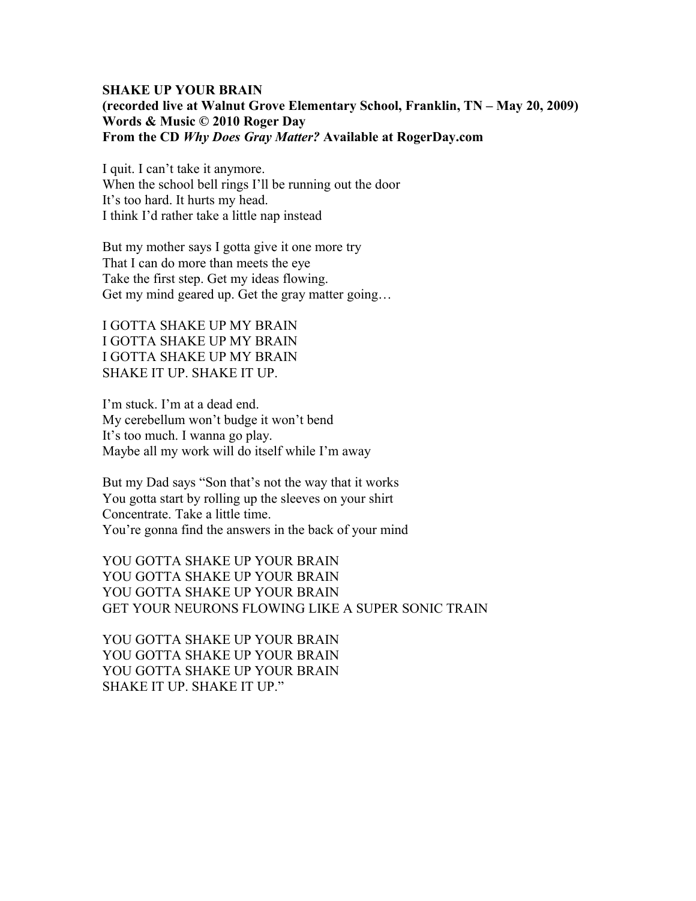**SHAKE UP YOUR BRAIN**
**(recorded live at Walnut Grove Elementary School, Franklin, TN – May 20, 2009)**
**Words & Music © 2010 Roger Day**
**From the CD *Why Does Gray Matter?* Available at RogerDay.com**

I quit. I can't take it anymore.
When the school bell rings I'll be running out the door
It's too hard. It hurts my head.
I think I'd rather take a little nap instead

But my mother says I gotta give it one more try
That I can do more than meets the eye
Take the first step. Get my ideas flowing.
Get my mind geared up. Get the gray matter going…

I GOTTA SHAKE UP MY BRAIN
I GOTTA SHAKE UP MY BRAIN
I GOTTA SHAKE UP MY BRAIN
SHAKE IT UP. SHAKE IT UP.

I'm stuck. I'm at a dead end.
My cerebellum won't budge it won't bend
It's too much. I wanna go play.
Maybe all my work will do itself while I'm away

But my Dad says "Son that's not the way that it works
You gotta start by rolling up the sleeves on your shirt
Concentrate. Take a little time.
You're gonna find the answers in the back of your mind

YOU GOTTA SHAKE UP YOUR BRAIN
YOU GOTTA SHAKE UP YOUR BRAIN
YOU GOTTA SHAKE UP YOUR BRAIN
GET YOUR NEURONS FLOWING LIKE A SUPER SONIC TRAIN

YOU GOTTA SHAKE UP YOUR BRAIN
YOU GOTTA SHAKE UP YOUR BRAIN
YOU GOTTA SHAKE UP YOUR BRAIN
SHAKE IT UP. SHAKE IT UP."